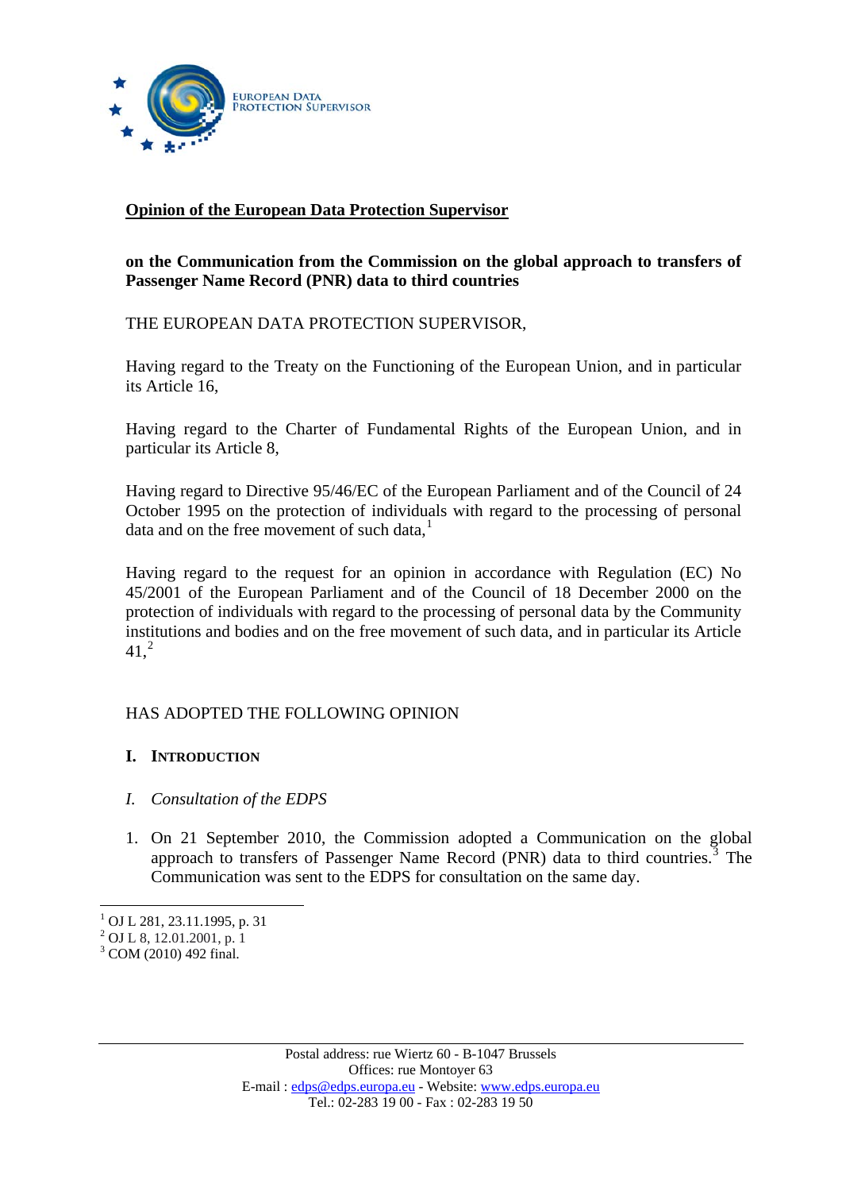EUROPEAN DATA PROTECTION SUPERVISOR

**Opinion of the European Data Protection Supervisor**

**on the Communication from the Commission on the global approach to transfers of Passenger Name Record (PNR) data to third countries**

THE EUROPEAN DATA PROTECTION SUPERVISOR,

Having regard to the Treaty on the Functioning of the European Union, and in particular its Article 16,

Having regard to the Charter of Fundamental Rights of the European Union, and in particular its Article 8,

Having regard to Directive 95/46/EC of the European Parliament and of the Council of 24 October 1995 on the protection of individuals with regard to the processing of personal data and on the free movement of such data,[1]

Having regard to the request for an opinion in accordance with Regulation (EC) No 45/2001 of the European Parliament and of the Council of 18 December 2000 on the protection of individuals with regard to the processing of personal data by the Community institutions and bodies and on the free movement of such data, and in particular its Article 41,[2]

HAS ADOPTED THE FOLLOWING OPINION

## I. INTRODUCTION

### *I. Consultation of the EDPS*

1. On 21 September 2010, the Commission adopted a Communication on the global approach to transfers of Passenger Name Record (PNR) data to third countries.[3] The Communication was sent to the EDPS for consultation on the same day.

---

[1] OJ L 281, 23.11.1995, p. 31

[2] OJ L 8, 12.01.2001, p. 1

[3] COM (2010) 492 final.

Postal address: rue Wiertz 60 - B-1047 Brussels
Offices: rue Montoyer 63
E-mail : edps@edps.europa.eu - Website: www.edps.europa.eu
Tel.: 02-283 19 00 - Fax : 02-283 19 50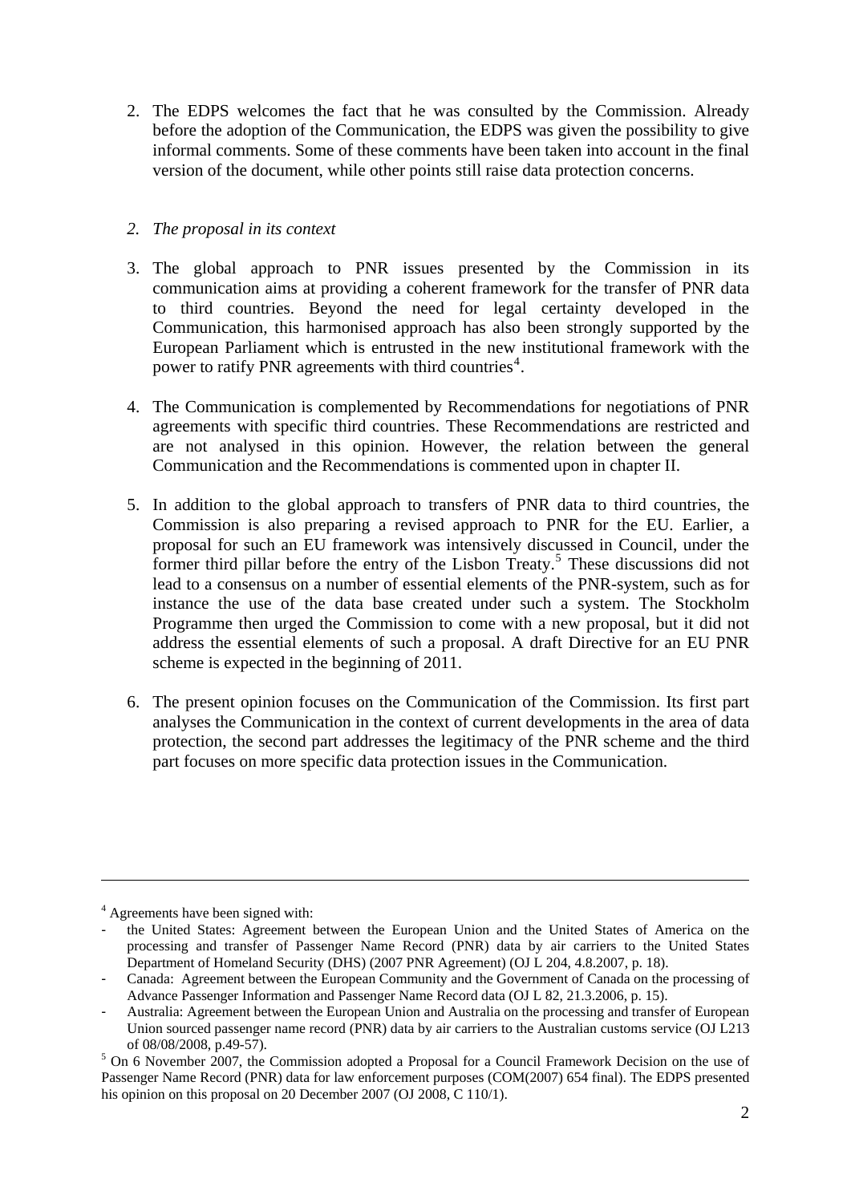2. The EDPS welcomes the fact that he was consulted by the Commission. Already before the adoption of the Communication, the EDPS was given the possibility to give informal comments. Some of these comments have been taken into account in the final version of the document, while other points still raise data protection concerns.

### *2. The proposal in its context*

3. The global approach to PNR issues presented by the Commission in its communication aims at providing a coherent framework for the transfer of PNR data to third countries. Beyond the need for legal certainty developed in the Communication, this harmonised approach has also been strongly supported by the European Parliament which is entrusted in the new institutional framework with the power to ratify PNR agreements with third countries[4].

4. The Communication is complemented by Recommendations for negotiations of PNR agreements with specific third countries. These Recommendations are restricted and are not analysed in this opinion. However, the relation between the general Communication and the Recommendations is commented upon in chapter II.

5. In addition to the global approach to transfers of PNR data to third countries, the Commission is also preparing a revised approach to PNR for the EU. Earlier, a proposal for such an EU framework was intensively discussed in Council, under the former third pillar before the entry of the Lisbon Treaty.[5] These discussions did not lead to a consensus on a number of essential elements of the PNR-system, such as for instance the use of the data base created under such a system. The Stockholm Programme then urged the Commission to come with a new proposal, but it did not address the essential elements of such a proposal. A draft Directive for an EU PNR scheme is expected in the beginning of 2011.

6. The present opinion focuses on the Communication of the Commission. Its first part analyses the Communication in the context of current developments in the area of data protection, the second part addresses the legitimacy of the PNR scheme and the third part focuses on more specific data protection issues in the Communication.

---

[4] Agreements have been signed with:

- the United States: Agreement between the European Union and the United States of America on the processing and transfer of Passenger Name Record (PNR) data by air carriers to the United States Department of Homeland Security (DHS) (2007 PNR Agreement) (OJ L 204, 4.8.2007, p. 18).
- Canada: Agreement between the European Community and the Government of Canada on the processing of Advance Passenger Information and Passenger Name Record data (OJ L 82, 21.3.2006, p. 15).
- Australia: Agreement between the European Union and Australia on the processing and transfer of European Union sourced passenger name record (PNR) data by air carriers to the Australian customs service (OJ L213 of 08/08/2008, p.49-57).

[5] On 6 November 2007, the Commission adopted a Proposal for a Council Framework Decision on the use of Passenger Name Record (PNR) data for law enforcement purposes (COM(2007) 654 final). The EDPS presented his opinion on this proposal on 20 December 2007 (OJ 2008, C 110/1).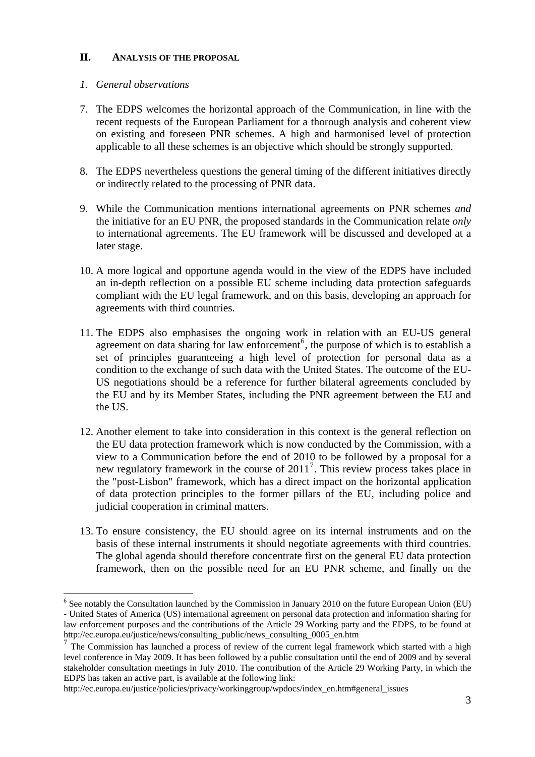## II. ANALYSIS OF THE PROPOSAL

### *1. General observations*

7. The EDPS welcomes the horizontal approach of the Communication, in line with the recent requests of the European Parliament for a thorough analysis and coherent view on existing and foreseen PNR schemes. A high and harmonised level of protection applicable to all these schemes is an objective which should be strongly supported.

8. The EDPS nevertheless questions the general timing of the different initiatives directly or indirectly related to the processing of PNR data.

9. While the Communication mentions international agreements on PNR schemes *and* the initiative for an EU PNR, the proposed standards in the Communication relate *only* to international agreements. The EU framework will be discussed and developed at a later stage.

10. A more logical and opportune agenda would in the view of the EDPS have included an in-depth reflection on a possible EU scheme including data protection safeguards compliant with the EU legal framework, and on this basis, developing an approach for agreements with third countries.

11. The EDPS also emphasises the ongoing work in relation with an EU-US general agreement on data sharing for law enforcement[6], the purpose of which is to establish a set of principles guaranteeing a high level of protection for personal data as a condition to the exchange of such data with the United States. The outcome of the EU-US negotiations should be a reference for further bilateral agreements concluded by the EU and by its Member States, including the PNR agreement between the EU and the US.

12. Another element to take into consideration in this context is the general reflection on the EU data protection framework which is now conducted by the Commission, with a view to a Communication before the end of 2010 to be followed by a proposal for a new regulatory framework in the course of 2011[7]. This review process takes place in the "post-Lisbon" framework, which has a direct impact on the horizontal application of data protection principles to the former pillars of the EU, including police and judicial cooperation in criminal matters.

13. To ensure consistency, the EU should agree on its internal instruments and on the basis of these internal instruments it should negotiate agreements with third countries. The global agenda should therefore concentrate first on the general EU data protection framework, then on the possible need for an EU PNR scheme, and finally on the

---

[6] See notably the Consultation launched by the Commission in January 2010 on the future European Union (EU) - United States of America (US) international agreement on personal data protection and information sharing for law enforcement purposes and the contributions of the Article 29 Working party and the EDPS, to be found at http://ec.europa.eu/justice/news/consulting_public/news_consulting_0005_en.htm

[7] The Commission has launched a process of review of the current legal framework which started with a high level conference in May 2009. It has been followed by a public consultation until the end of 2009 and by several stakeholder consultation meetings in July 2010. The contribution of the Article 29 Working Party, in which the EDPS has taken an active part, is available at the following link:
http://ec.europa.eu/justice/policies/privacy/workinggroup/wpdocs/index_en.htm#general_issues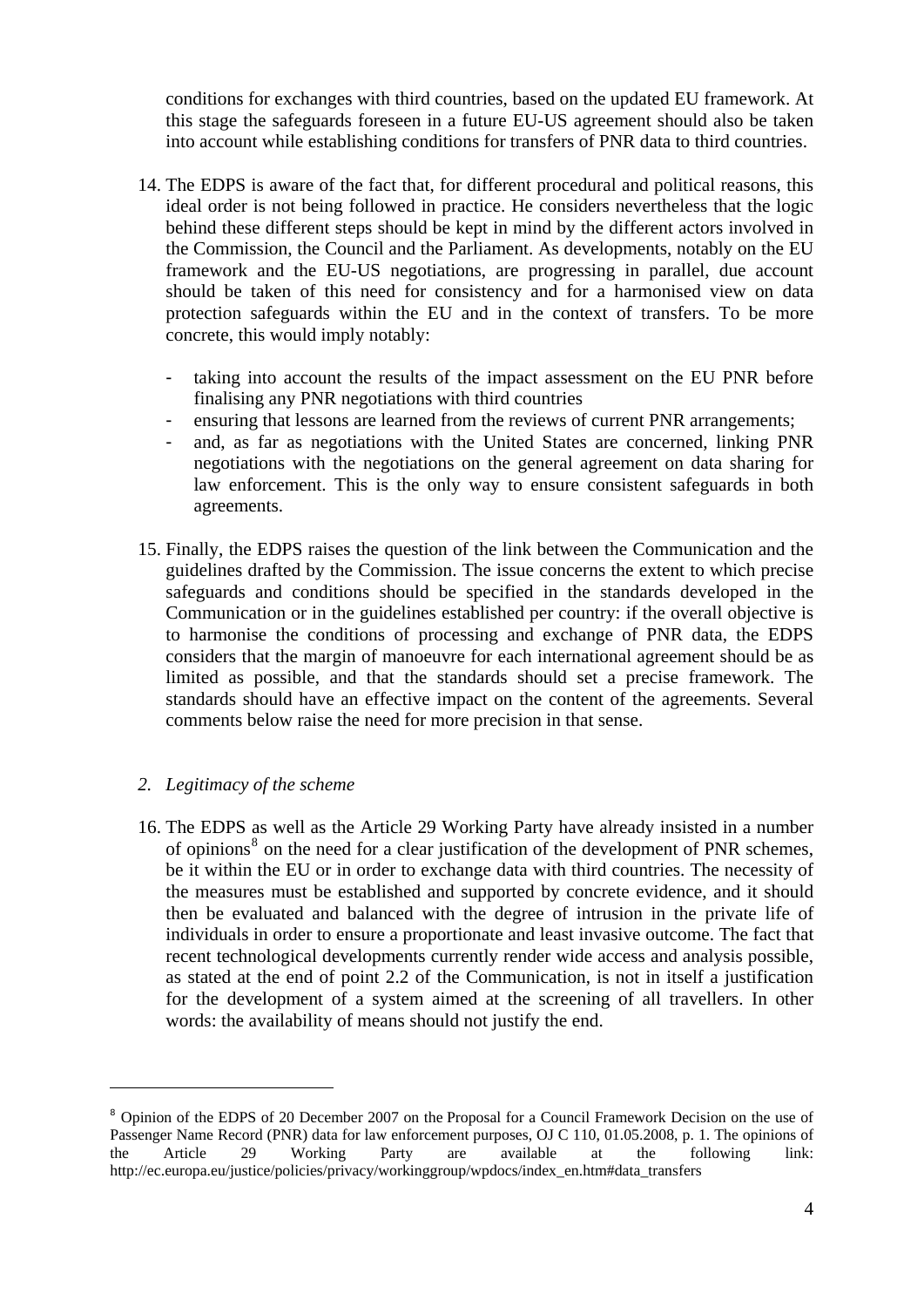conditions for exchanges with third countries, based on the updated EU framework. At this stage the safeguards foreseen in a future EU-US agreement should also be taken into account while establishing conditions for transfers of PNR data to third countries.

14. The EDPS is aware of the fact that, for different procedural and political reasons, this ideal order is not being followed in practice. He considers nevertheless that the logic behind these different steps should be kept in mind by the different actors involved in the Commission, the Council and the Parliament. As developments, notably on the EU framework and the EU-US negotiations, are progressing in parallel, due account should be taken of this need for consistency and for a harmonised view on data protection safeguards within the EU and in the context of transfers. To be more concrete, this would imply notably:

    - taking into account the results of the impact assessment on the EU PNR before finalising any PNR negotiations with third countries
    - ensuring that lessons are learned from the reviews of current PNR arrangements;
    - and, as far as negotiations with the United States are concerned, linking PNR negotiations with the negotiations on the general agreement on data sharing for law enforcement. This is the only way to ensure consistent safeguards in both agreements.

15. Finally, the EDPS raises the question of the link between the Communication and the guidelines drafted by the Commission. The issue concerns the extent to which precise safeguards and conditions should be specified in the standards developed in the Communication or in the guidelines established per country: if the overall objective is to harmonise the conditions of processing and exchange of PNR data, the EDPS considers that the margin of manoeuvre for each international agreement should be as limited as possible, and that the standards should set a precise framework. The standards should have an effective impact on the content of the agreements. Several comments below raise the need for more precision in that sense.

### *2. Legitimacy of the scheme*

16. The EDPS as well as the Article 29 Working Party have already insisted in a number of opinions[8] on the need for a clear justification of the development of PNR schemes, be it within the EU or in order to exchange data with third countries. The necessity of the measures must be established and supported by concrete evidence, and it should then be evaluated and balanced with the degree of intrusion in the private life of individuals in order to ensure a proportionate and least invasive outcome. The fact that recent technological developments currently render wide access and analysis possible, as stated at the end of point 2.2 of the Communication, is not in itself a justification for the development of a system aimed at the screening of all travellers. In other words: the availability of means should not justify the end.

---

[8] Opinion of the EDPS of 20 December 2007 on the Proposal for a Council Framework Decision on the use of Passenger Name Record (PNR) data for law enforcement purposes, OJ C 110, 01.05.2008, p. 1. The opinions of the Article 29 Working Party are available at the following link: http://ec.europa.eu/justice/policies/privacy/workinggroup/wpdocs/index_en.htm#data_transfers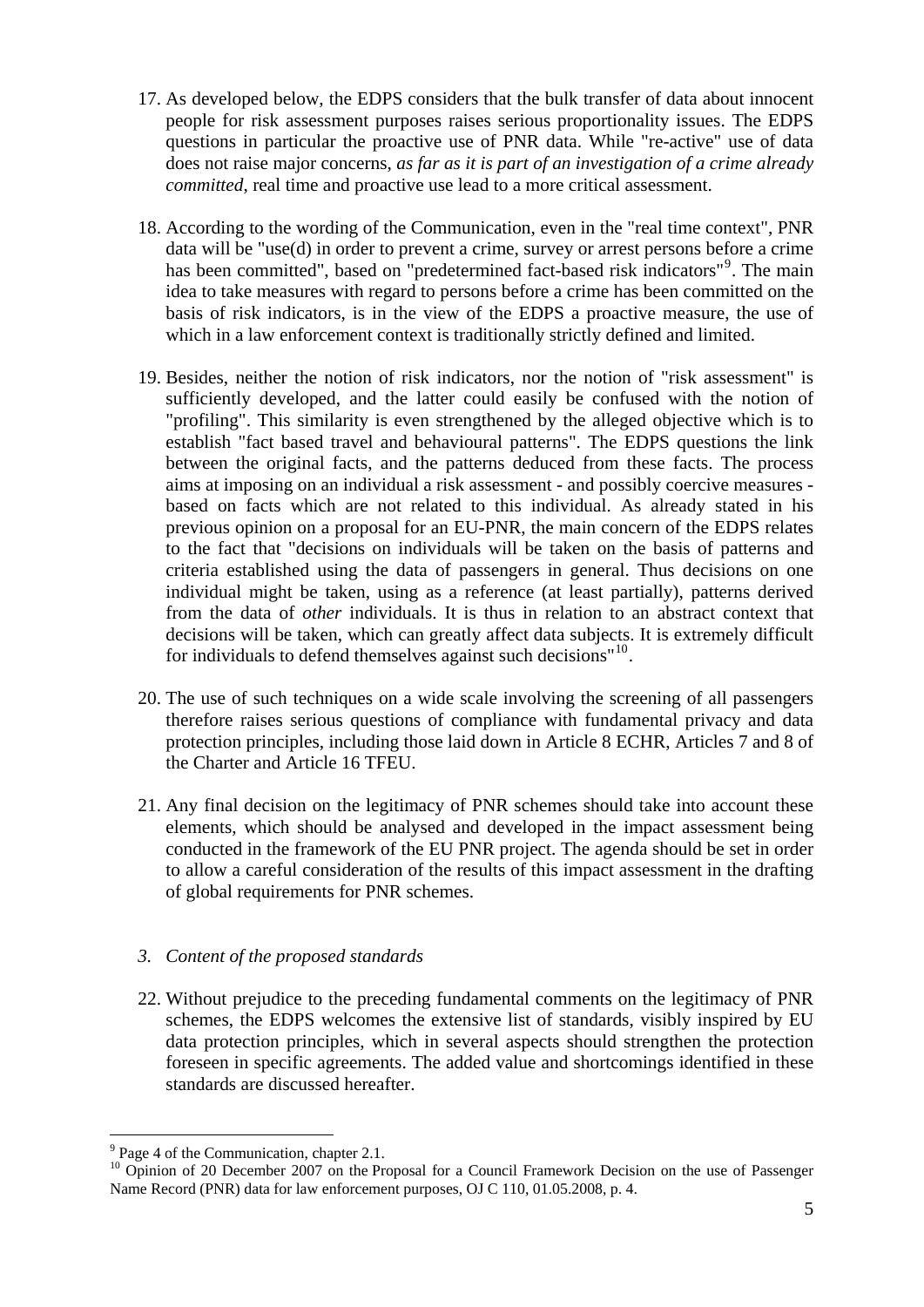17. As developed below, the EDPS considers that the bulk transfer of data about innocent people for risk assessment purposes raises serious proportionality issues. The EDPS questions in particular the proactive use of PNR data. While "re-active" use of data does not raise major concerns, *as far as it is part of an investigation of a crime already committed*, real time and proactive use lead to a more critical assessment.

18. According to the wording of the Communication, even in the "real time context", PNR data will be "use(d) in order to prevent a crime, survey or arrest persons before a crime has been committed", based on "predetermined fact-based risk indicators"[9]. The main idea to take measures with regard to persons before a crime has been committed on the basis of risk indicators, is in the view of the EDPS a proactive measure, the use of which in a law enforcement context is traditionally strictly defined and limited.

19. Besides, neither the notion of risk indicators, nor the notion of "risk assessment" is sufficiently developed, and the latter could easily be confused with the notion of "profiling". This similarity is even strengthened by the alleged objective which is to establish "fact based travel and behavioural patterns". The EDPS questions the link between the original facts, and the patterns deduced from these facts. The process aims at imposing on an individual a risk assessment - and possibly coercive measures - based on facts which are not related to this individual. As already stated in his previous opinion on a proposal for an EU-PNR, the main concern of the EDPS relates to the fact that "decisions on individuals will be taken on the basis of patterns and criteria established using the data of passengers in general. Thus decisions on one individual might be taken, using as a reference (at least partially), patterns derived from the data of *other* individuals. It is thus in relation to an abstract context that decisions will be taken, which can greatly affect data subjects. It is extremely difficult for individuals to defend themselves against such decisions"[10].

20. The use of such techniques on a wide scale involving the screening of all passengers therefore raises serious questions of compliance with fundamental privacy and data protection principles, including those laid down in Article 8 ECHR, Articles 7 and 8 of the Charter and Article 16 TFEU.

21. Any final decision on the legitimacy of PNR schemes should take into account these elements, which should be analysed and developed in the impact assessment being conducted in the framework of the EU PNR project. The agenda should be set in order to allow a careful consideration of the results of this impact assessment in the drafting of global requirements for PNR schemes.

### *3. Content of the proposed standards*

22. Without prejudice to the preceding fundamental comments on the legitimacy of PNR schemes, the EDPS welcomes the extensive list of standards, visibly inspired by EU data protection principles, which in several aspects should strengthen the protection foreseen in specific agreements. The added value and shortcomings identified in these standards are discussed hereafter.

---

[9] Page 4 of the Communication, chapter 2.1.

[10] Opinion of 20 December 2007 on the Proposal for a Council Framework Decision on the use of Passenger Name Record (PNR) data for law enforcement purposes, OJ C 110, 01.05.2008, p. 4.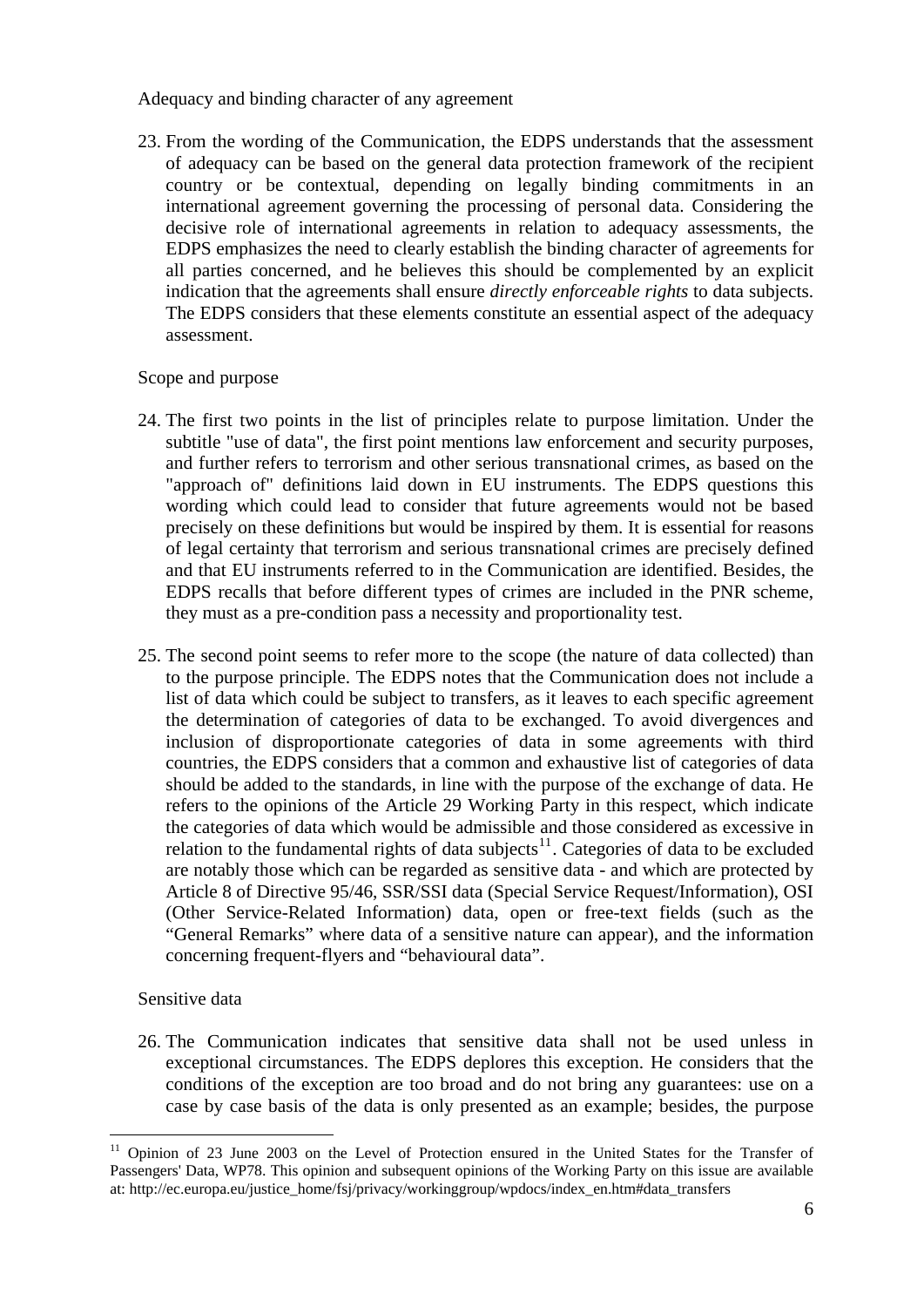Adequacy and binding character of any agreement

23. From the wording of the Communication, the EDPS understands that the assessment of adequacy can be based on the general data protection framework of the recipient country or be contextual, depending on legally binding commitments in an international agreement governing the processing of personal data. Considering the decisive role of international agreements in relation to adequacy assessments, the EDPS emphasizes the need to clearly establish the binding character of agreements for all parties concerned, and he believes this should be complemented by an explicit indication that the agreements shall ensure *directly enforceable rights* to data subjects. The EDPS considers that these elements constitute an essential aspect of the adequacy assessment.

Scope and purpose

24. The first two points in the list of principles relate to purpose limitation. Under the subtitle "use of data", the first point mentions law enforcement and security purposes, and further refers to terrorism and other serious transnational crimes, as based on the "approach of" definitions laid down in EU instruments. The EDPS questions this wording which could lead to consider that future agreements would not be based precisely on these definitions but would be inspired by them. It is essential for reasons of legal certainty that terrorism and serious transnational crimes are precisely defined and that EU instruments referred to in the Communication are identified. Besides, the EDPS recalls that before different types of crimes are included in the PNR scheme, they must as a pre-condition pass a necessity and proportionality test.

25. The second point seems to refer more to the scope (the nature of data collected) than to the purpose principle. The EDPS notes that the Communication does not include a list of data which could be subject to transfers, as it leaves to each specific agreement the determination of categories of data to be exchanged. To avoid divergences and inclusion of disproportionate categories of data in some agreements with third countries, the EDPS considers that a common and exhaustive list of categories of data should be added to the standards, in line with the purpose of the exchange of data. He refers to the opinions of the Article 29 Working Party in this respect, which indicate the categories of data which would be admissible and those considered as excessive in relation to the fundamental rights of data subjects[11]. Categories of data to be excluded are notably those which can be regarded as sensitive data - and which are protected by Article 8 of Directive 95/46, SSR/SSI data (Special Service Request/Information), OSI (Other Service-Related Information) data, open or free-text fields (such as the “General Remarks” where data of a sensitive nature can appear), and the information concerning frequent-flyers and “behavioural data”.

Sensitive data

26. The Communication indicates that sensitive data shall not be used unless in exceptional circumstances. The EDPS deplores this exception. He considers that the conditions of the exception are too broad and do not bring any guarantees: use on a case by case basis of the data is only presented as an example; besides, the purpose

[11] Opinion of 23 June 2003 on the Level of Protection ensured in the United States for the Transfer of Passengers' Data, WP78. This opinion and subsequent opinions of the Working Party on this issue are available at: http://ec.europa.eu/justice_home/fsj/privacy/workinggroup/wpdocs/index_en.htm#data_transfers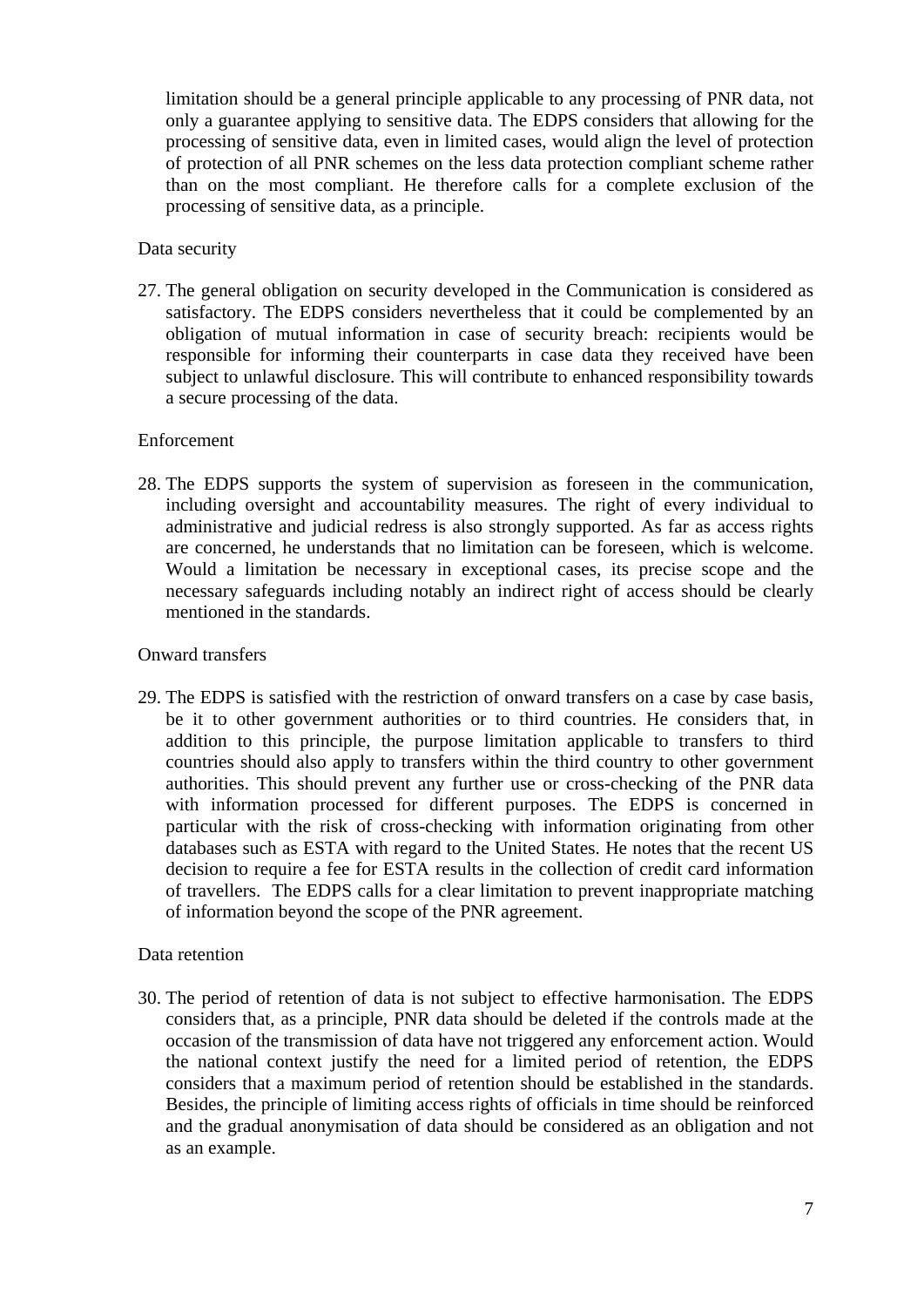limitation should be a general principle applicable to any processing of PNR data, not only a guarantee applying to sensitive data. The EDPS considers that allowing for the processing of sensitive data, even in limited cases, would align the level of protection of protection of all PNR schemes on the less data protection compliant scheme rather than on the most compliant. He therefore calls for a complete exclusion of the processing of sensitive data, as a principle.

Data security

27. The general obligation on security developed in the Communication is considered as satisfactory. The EDPS considers nevertheless that it could be complemented by an obligation of mutual information in case of security breach: recipients would be responsible for informing their counterparts in case data they received have been subject to unlawful disclosure. This will contribute to enhanced responsibility towards a secure processing of the data.

Enforcement

28. The EDPS supports the system of supervision as foreseen in the communication, including oversight and accountability measures. The right of every individual to administrative and judicial redress is also strongly supported. As far as access rights are concerned, he understands that no limitation can be foreseen, which is welcome. Would a limitation be necessary in exceptional cases, its precise scope and the necessary safeguards including notably an indirect right of access should be clearly mentioned in the standards.

Onward transfers

29. The EDPS is satisfied with the restriction of onward transfers on a case by case basis, be it to other government authorities or to third countries. He considers that, in addition to this principle, the purpose limitation applicable to transfers to third countries should also apply to transfers within the third country to other government authorities. This should prevent any further use or cross-checking of the PNR data with information processed for different purposes. The EDPS is concerned in particular with the risk of cross-checking with information originating from other databases such as ESTA with regard to the United States. He notes that the recent US decision to require a fee for ESTA results in the collection of credit card information of travellers. The EDPS calls for a clear limitation to prevent inappropriate matching of information beyond the scope of the PNR agreement.

Data retention

30. The period of retention of data is not subject to effective harmonisation. The EDPS considers that, as a principle, PNR data should be deleted if the controls made at the occasion of the transmission of data have not triggered any enforcement action. Would the national context justify the need for a limited period of retention, the EDPS considers that a maximum period of retention should be established in the standards. Besides, the principle of limiting access rights of officials in time should be reinforced and the gradual anonymisation of data should be considered as an obligation and not as an example.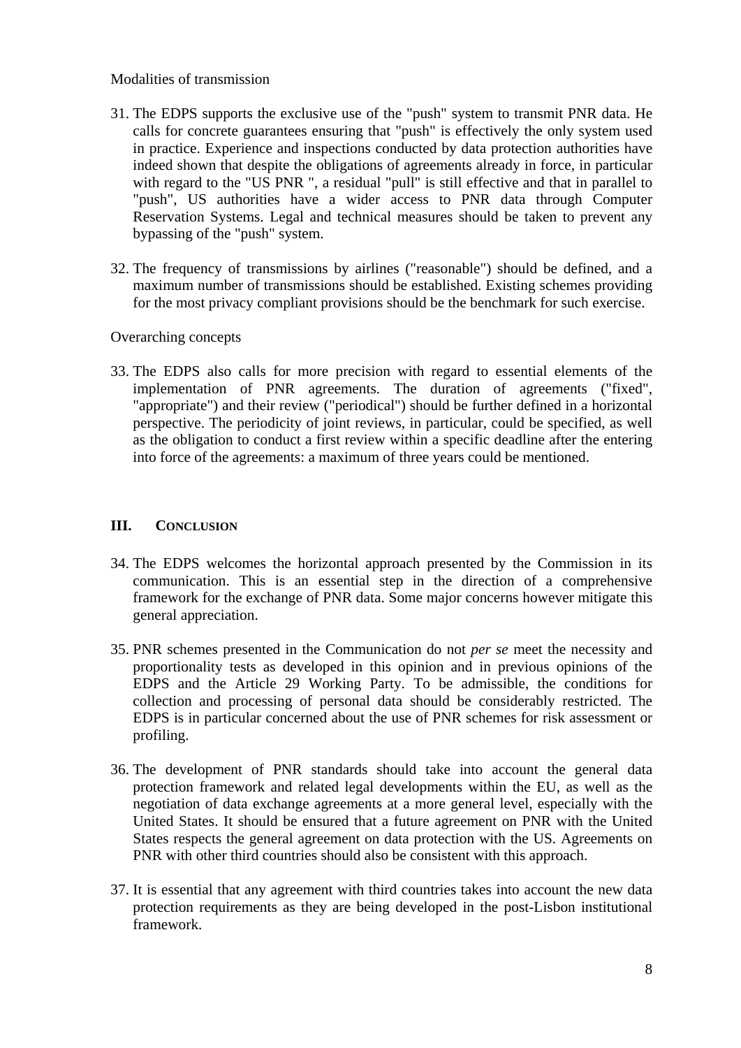Modalities of transmission

31. The EDPS supports the exclusive use of the "push" system to transmit PNR data. He calls for concrete guarantees ensuring that "push" is effectively the only system used in practice. Experience and inspections conducted by data protection authorities have indeed shown that despite the obligations of agreements already in force, in particular with regard to the "US PNR ", a residual "pull" is still effective and that in parallel to "push", US authorities have a wider access to PNR data through Computer Reservation Systems. Legal and technical measures should be taken to prevent any bypassing of the "push" system.

32. The frequency of transmissions by airlines ("reasonable") should be defined, and a maximum number of transmissions should be established. Existing schemes providing for the most privacy compliant provisions should be the benchmark for such exercise.

Overarching concepts

33. The EDPS also calls for more precision with regard to essential elements of the implementation of PNR agreements. The duration of agreements ("fixed", "appropriate") and their review ("periodical") should be further defined in a horizontal perspective. The periodicity of joint reviews, in particular, could be specified, as well as the obligation to conduct a first review within a specific deadline after the entering into force of the agreements: a maximum of three years could be mentioned.

## III. CONCLUSION

34. The EDPS welcomes the horizontal approach presented by the Commission in its communication. This is an essential step in the direction of a comprehensive framework for the exchange of PNR data. Some major concerns however mitigate this general appreciation.

35. PNR schemes presented in the Communication do not *per se* meet the necessity and proportionality tests as developed in this opinion and in previous opinions of the EDPS and the Article 29 Working Party. To be admissible, the conditions for collection and processing of personal data should be considerably restricted. The EDPS is in particular concerned about the use of PNR schemes for risk assessment or profiling.

36. The development of PNR standards should take into account the general data protection framework and related legal developments within the EU, as well as the negotiation of data exchange agreements at a more general level, especially with the United States. It should be ensured that a future agreement on PNR with the United States respects the general agreement on data protection with the US. Agreements on PNR with other third countries should also be consistent with this approach.

37. It is essential that any agreement with third countries takes into account the new data protection requirements as they are being developed in the post-Lisbon institutional framework.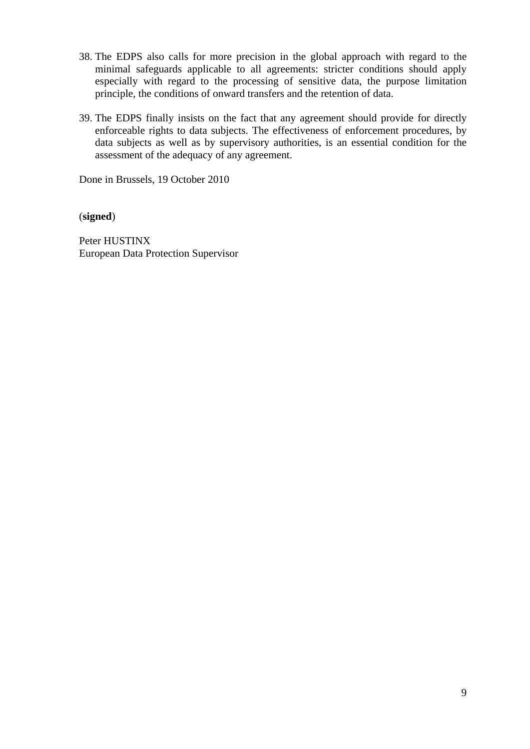38. The EDPS also calls for more precision in the global approach with regard to the minimal safeguards applicable to all agreements: stricter conditions should apply especially with regard to the processing of sensitive data, the purpose limitation principle, the conditions of onward transfers and the retention of data.

39. The EDPS finally insists on the fact that any agreement should provide for directly enforceable rights to data subjects. The effectiveness of enforcement procedures, by data subjects as well as by supervisory authorities, is an essential condition for the assessment of the adequacy of any agreement.

Done in Brussels, 19 October 2010

(**signed**)

Peter HUSTINX
European Data Protection Supervisor